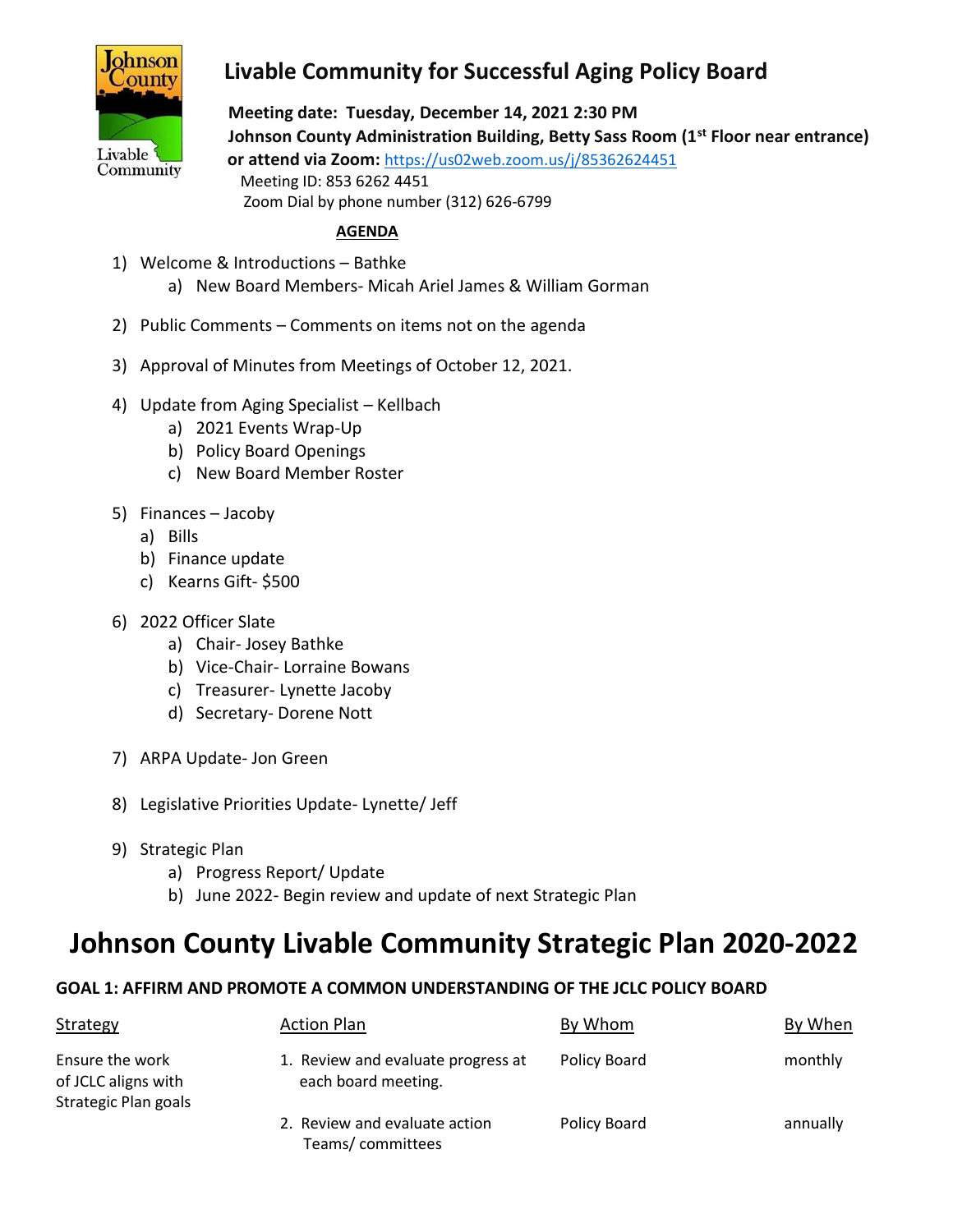# Livable Community for Successful Aging Policy Board

**Meeting date: Tuesday, December 14, 2021 2:30 PM**
**Johnson County Administration Building, Betty Sass Room (1st Floor near entrance)**
**or attend via Zoom:** https://us02web.zoom.us/j/85362624451
Meeting ID: 853 6262 4451
Zoom Dial by phone number (312) 626-6799

**AGENDA**

1) Welcome & Introductions – Bathke
   a) New Board Members- Micah Ariel James & William Gorman

2) Public Comments – Comments on items not on the agenda

3) Approval of Minutes from Meetings of October 12, 2021.

4) Update from Aging Specialist – Kellbach
   a) 2021 Events Wrap-Up
   b) Policy Board Openings
   c) New Board Member Roster

5) Finances – Jacoby
   a) Bills
   b) Finance update
   c) Kearns Gift- $500

6) 2022 Officer Slate
   a) Chair- Josey Bathke
   b) Vice-Chair- Lorraine Bowans
   c) Treasurer- Lynette Jacoby
   d) Secretary- Dorene Nott

7) ARPA Update- Jon Green

8) Legislative Priorities Update- Lynette/ Jeff

9) Strategic Plan
   a) Progress Report/ Update
   b) June 2022- Begin review and update of next Strategic Plan

# Johnson County Livable Community Strategic Plan 2020-2022

### GOAL 1: AFFIRM AND PROMOTE A COMMON UNDERSTANDING OF THE JCLC POLICY BOARD

| Strategy | Action Plan | By Whom | By When |
|---|---|---|---|
| Ensure the work of JCLC aligns with Strategic Plan goals | 1. Review and evaluate progress at each board meeting. | Policy Board | monthly |
| | 2. Review and evaluate action Teams/ committees | Policy Board | annually |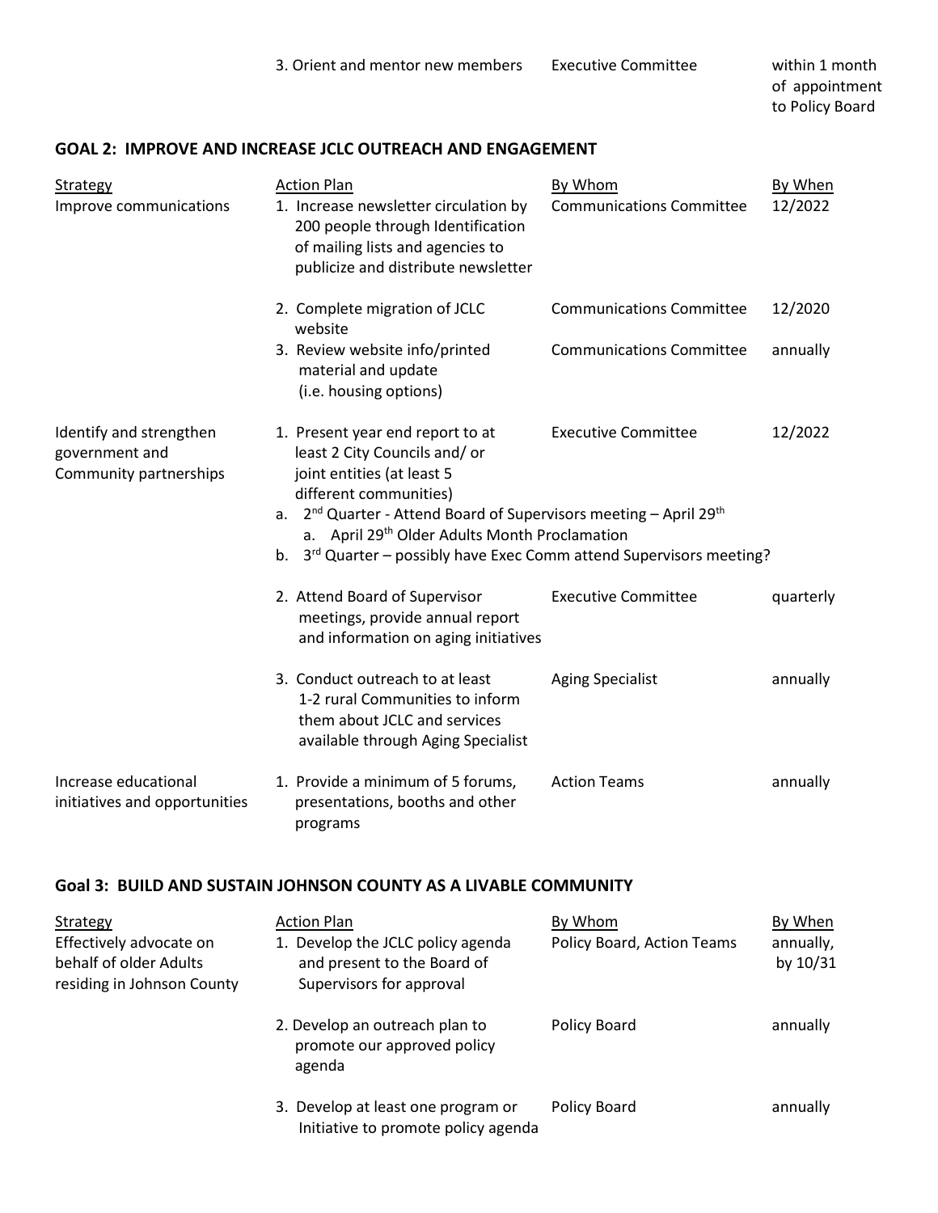| | Action Plan | By Whom | By When |
|---|---|---|---|
| | 3. Orient and mentor new members | Executive Committee | within 1 month of appointment to Policy Board |

## GOAL 2: IMPROVE AND INCREASE JCLC OUTREACH AND ENGAGEMENT

| Strategy | Action Plan | By Whom | By When |
|---|---|---|---|
| Improve communications | 1. Increase newsletter circulation by 200 people through Identification of mailing lists and agencies to publicize and distribute newsletter | Communications Committee | 12/2022 |
| | 2. Complete migration of JCLC website | Communications Committee | 12/2020 |
| | 3. Review website info/printed material and update (i.e. housing options) | Communications Committee | annually |
| Identify and strengthen government and Community partnerships | 1. Present year end report to at least 2 City Councils and/ or joint entities (at least 5 different communities)<br>a. 2nd Quarter - Attend Board of Supervisors meeting – April 29th<br>&nbsp;&nbsp;&nbsp;a. April 29th Older Adults Month Proclamation<br>b. 3rd Quarter – possibly have Exec Comm attend Supervisors meeting? | Executive Committee | 12/2022 |
| | 2. Attend Board of Supervisor meetings, provide annual report and information on aging initiatives | Executive Committee | quarterly |
| | 3. Conduct outreach to at least 1-2 rural Communities to inform them about JCLC and services available through Aging Specialist | Aging Specialist | annually |
| Increase educational initiatives and opportunities | 1. Provide a minimum of 5 forums, presentations, booths and other programs | Action Teams | annually |

## Goal 3: BUILD AND SUSTAIN JOHNSON COUNTY AS A LIVABLE COMMUNITY

| Strategy | Action Plan | By Whom | By When |
|---|---|---|---|
| Effectively advocate on behalf of older Adults residing in Johnson County | 1. Develop the JCLC policy agenda and present to the Board of Supervisors for approval | Policy Board, Action Teams | annually, by 10/31 |
| | 2. Develop an outreach plan to promote our approved policy agenda | Policy Board | annually |
| | 3. Develop at least one program or Initiative to promote policy agenda | Policy Board | annually |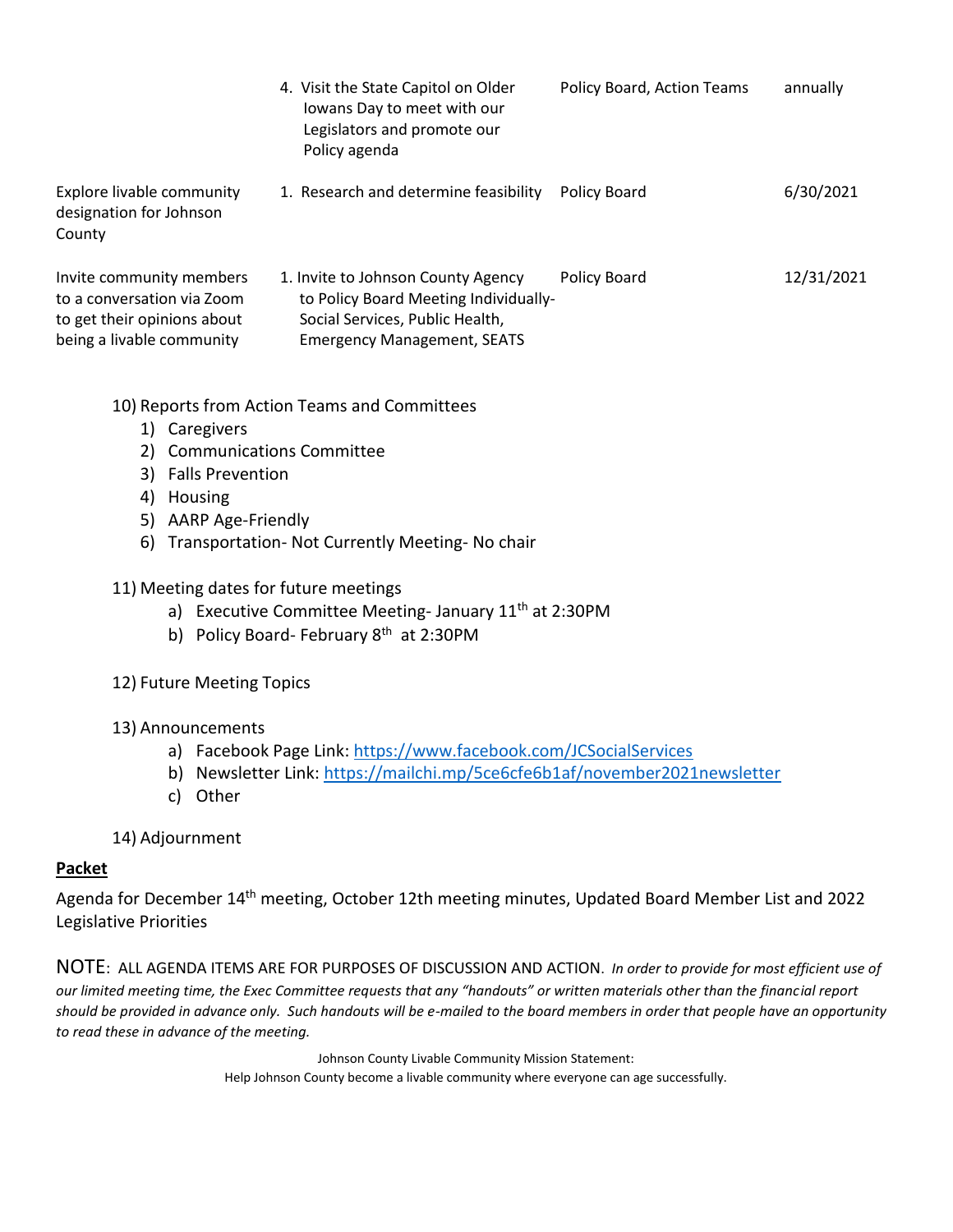| | | | |
|---|---|---|---|
| | 4. Visit the State Capitol on Older Iowans Day to meet with our Legislators and promote our Policy agenda | Policy Board, Action Teams | annually |
| Explore livable community designation for Johnson County | 1. Research and determine feasibility | Policy Board | 6/30/2021 |
| Invite community members to a conversation via Zoom to get their opinions about being a livable community | 1. Invite to Johnson County Agency to Policy Board Meeting Individually- Social Services, Public Health, Emergency Management, SEATS | Policy Board | 12/31/2021 |

10) Reports from Action Teams and Committees
   1) Caregivers
   2) Communications Committee
   3) Falls Prevention
   4) Housing
   5) AARP Age-Friendly
   6) Transportation- Not Currently Meeting- No chair

11) Meeting dates for future meetings
   a) Executive Committee Meeting- January 11th at 2:30PM
   b) Policy Board- February 8th at 2:30PM

12) Future Meeting Topics

13) Announcements
   a) Facebook Page Link: https://www.facebook.com/JCSocialServices
   b) Newsletter Link: https://mailchi.mp/5ce6cfe6b1af/november2021newsletter
   c) Other

14) Adjournment

**Packet**

Agenda for December 14th meeting, October 12th meeting minutes, Updated Board Member List and 2022 Legislative Priorities

NOTE: ALL AGENDA ITEMS ARE FOR PURPOSES OF DISCUSSION AND ACTION. *In order to provide for most efficient use of our limited meeting time, the Exec Committee requests that any "handouts" or written materials other than the financial report should be provided in advance only. Such handouts will be e-mailed to the board members in order that people have an opportunity to read these in advance of the meeting.*

Johnson County Livable Community Mission Statement:
Help Johnson County become a livable community where everyone can age successfully.